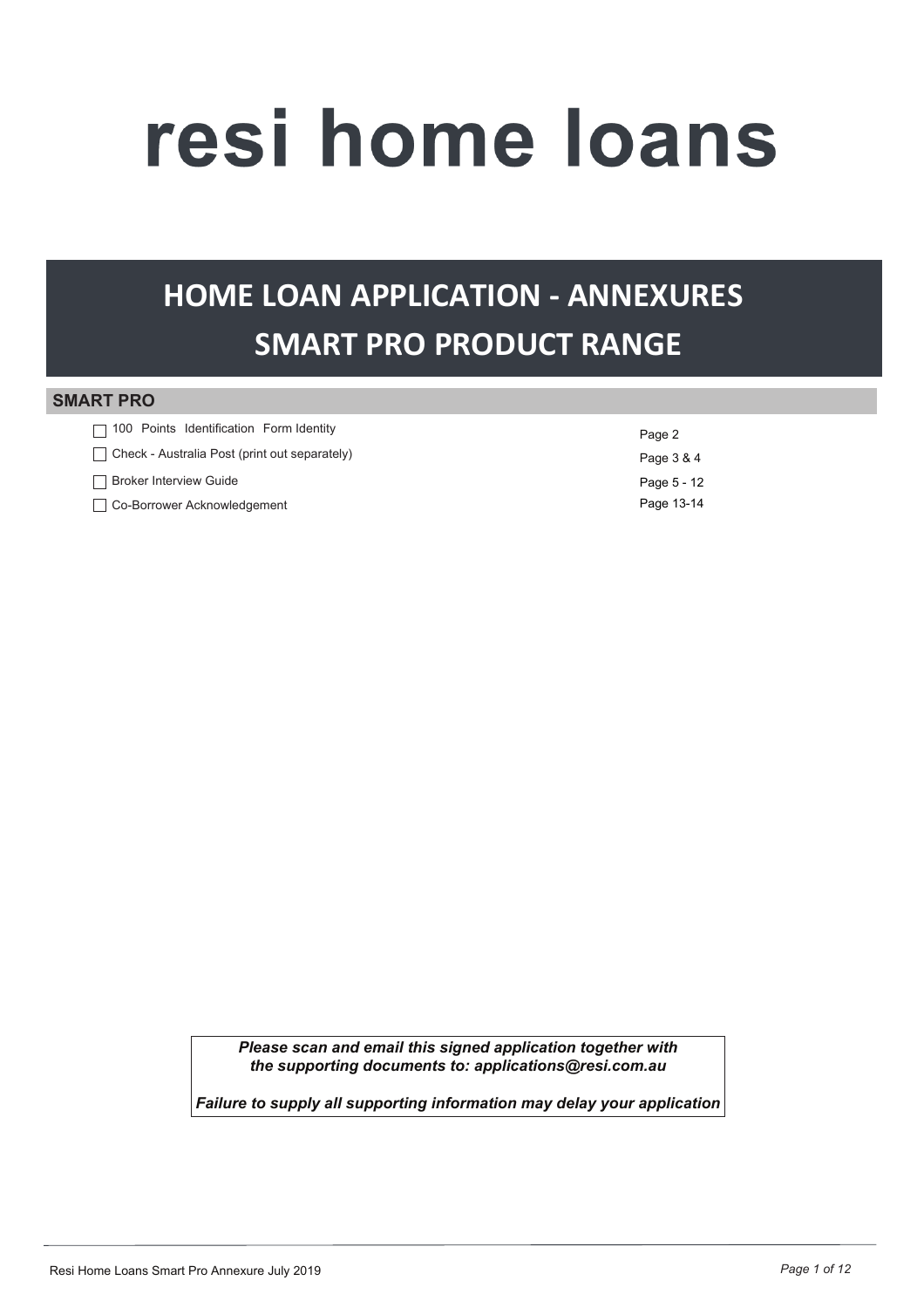# resi home loans

## HOME LOAN APPLICATION - ANNEXURES
## SMART PRO PRODUCT RANGE

### SMART PRO

| | |
|---|---|
| ☐ 100 Points Identification Form Identity | Page 2 |
| ☐ Check - Australia Post (print out separately) | Page 3 & 4 |
| ☐ Broker Interview Guide | Page 5 - 12 |
| ☐ Co-Borrower Acknowledgement | Page 13-14 |

*Please scan and email this signed application together with the supporting documents to: applications@resi.com.au*

*Failure to supply all supporting information may delay your application*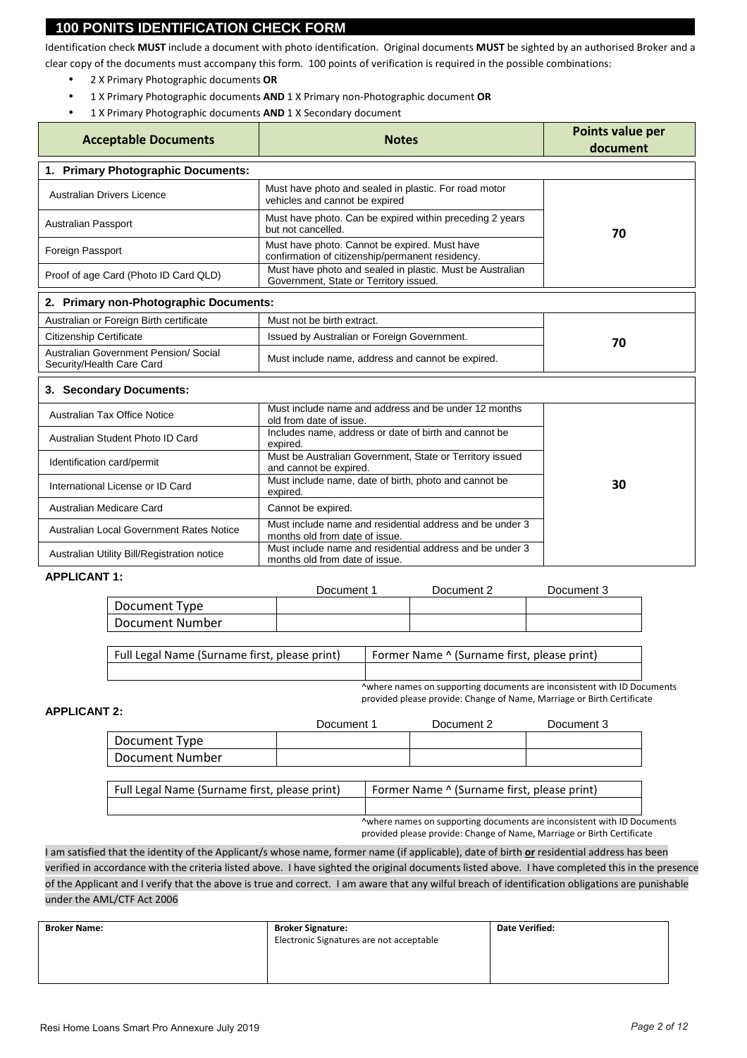# 100 PONITS IDENTIFICATION CHECK FORM

Identification check **MUST** include a document with photo identification. Original documents **MUST** be sighted by an authorised Broker and a clear copy of the documents must accompany this form. 100 points of verification is required in the possible combinations:

- 2 X Primary Photographic documents **OR**
- 1 X Primary Photographic documents **AND** 1 X Primary non-Photographic document **OR**
- 1 X Primary Photographic documents **AND** 1 X Secondary document

| Acceptable Documents | Notes | Points value per document |
|---|---|---|
| **1. Primary Photographic Documents:** | | |
| Australian Drivers Licence | Must have photo and sealed in plastic. For road motor vehicles and cannot be expired | 70 |
| Australian Passport | Must have photo. Can be expired within preceding 2 years but not cancelled. | |
| Foreign Passport | Must have photo. Cannot be expired. Must have confirmation of citizenship/permanent residency. | |
| Proof of age Card (Photo ID Card QLD) | Must have photo and sealed in plastic. Must be Australian Government, State or Territory issued. | |
| **2. Primary non-Photographic Documents:** | | |
| Australian or Foreign Birth certificate | Must not be birth extract. | 70 |
| Citizenship Certificate | Issued by Australian or Foreign Government. | |
| Australian Government Pension/ Social Security/Health Care Card | Must include name, address and cannot be expired. | |
| **3. Secondary Documents:** | | |
| Australian Tax Office Notice | Must include name and address and be under 12 months old from date of issue. | 30 |
| Australian Student Photo ID Card | Includes name, address or date of birth and cannot be expired. | |
| Identification card/permit | Must be Australian Government, State or Territory issued and cannot be expired. | |
| International License or ID Card | Must include name, date of birth, photo and cannot be expired. | |
| Australian Medicare Card | Cannot be expired. | |
| Australian Local Government Rates Notice | Must include name and residential address and be under 3 months old from date of issue. | |
| Australian Utility Bill/Registration notice | Must include name and residential address and be under 3 months old from date of issue. | |

**APPLICANT 1:**

| | Document 1 | Document 2 | Document 3 |
|---|---|---|---|
| Document Type | | | |
| Document Number | | | |

| Full Legal Name (Surname first, please print) | Former Name ^ (Surname first, please print) |
|---|---|
| | |

^where names on supporting documents are inconsistent with ID Documents provided please provide: Change of Name, Marriage or Birth Certificate

**APPLICANT 2:**

| | Document 1 | Document 2 | Document 3 |
|---|---|---|---|
| Document Type | | | |
| Document Number | | | |

| Full Legal Name (Surname first, please print) | Former Name ^ (Surname first, please print) |
|---|---|
| | |

^where names on supporting documents are inconsistent with ID Documents provided please provide: Change of Name, Marriage or Birth Certificate

I am satisfied that the identity of the Applicant/s whose name, former name (if applicable), date of birth **or** residential address has been verified in accordance with the criteria listed above. I have sighted the original documents listed above. I have completed this in the presence of the Applicant and I verify that the above is true and correct. I am aware that any wilful breach of identification obligations are punishable under the AML/CTF Act 2006

| **Broker Name:** | **Broker Signature:** Electronic Signatures are not acceptable | **Date Verified:** |
|---|---|---|
| | | |

Resi Home Loans Smart Pro Annexure July 2019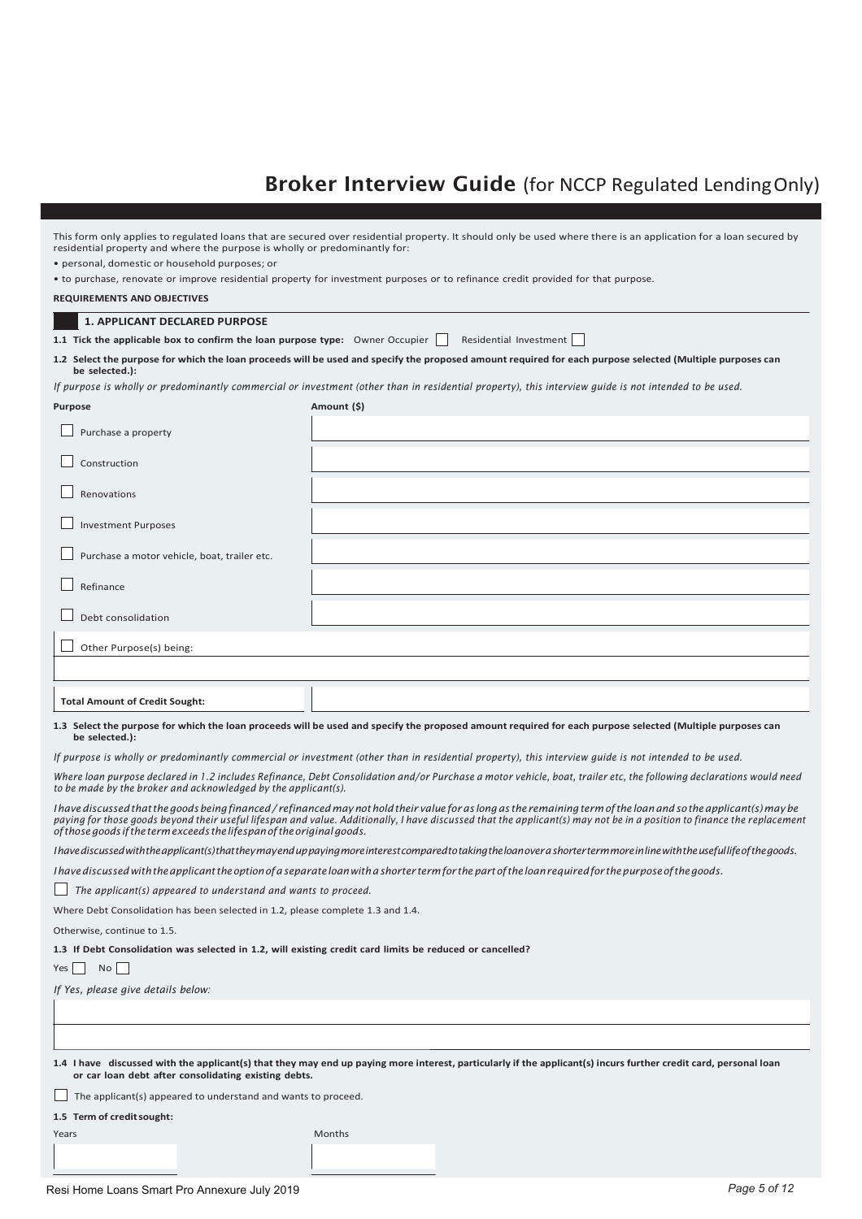# Broker Interview Guide (for NCCP Regulated Lending Only)

This form only applies to regulated loans that are secured over residential property. It should only be used where there is an application for a loan secured by residential property and where the purpose is wholly or predominantly for:

- personal, domestic or household purposes; or
- to purchase, renovate or improve residential property for investment purposes or to refinance credit provided for that purpose.

**REQUIREMENTS AND OBJECTIVES**

### 1. APPLICANT DECLARED PURPOSE

**1.1 Tick the applicable box to confirm the loan purpose type:** Owner Occupier ☐ Residential Investment ☐

**1.2 Select the purpose for which the loan proceeds will be used and specify the proposed amount required for each purpose selected (Multiple purposes can be selected.):**

*If purpose is wholly or predominantly commercial or investment (other than in residential property), this interview guide is not intended to be used.*

| Purpose | Amount ($) |
|---|---|
| ☐ Purchase a property | |
| ☐ Construction | |
| ☐ Renovations | |
| ☐ Investment Purposes | |
| ☐ Purchase a motor vehicle, boat, trailer etc. | |
| ☐ Refinance | |
| ☐ Debt consolidation | |
| ☐ Other Purpose(s) being: | |
| | |
| **Total Amount of Credit Sought:** | |

**1.3 Select the purpose for which the loan proceeds will be used and specify the proposed amount required for each purpose selected (Multiple purposes can be selected.):**

*If purpose is wholly or predominantly commercial or investment (other than in residential property), this interview guide is not intended to be used.*

*Where loan purpose declared in 1.2 includes Refinance, Debt Consolidation and/or Purchase a motor vehicle, boat, trailer etc, the following declarations would need to be made by the broker and acknowledged by the applicant(s).*

*I have discussed that the goods being financed / refinanced may not hold their value for as long as the remaining term of the loan and so the applicant(s) may be paying for those goods beyond their useful lifespan and value. Additionally, I have discussed that the applicant(s) may not be in a position to finance the replacement of those goods if the term exceeds the lifespan of the original goods.*

*I have discussed with the applicant(s) that they may end up paying more interest compared to taking the loan over a shorter term more in line with the useful life of the goods.*

*I have discussed with the applicant the option of a separate loan with a shorter term for the part of the loan required for the purpose of the goods.*

☐ *The applicant(s) appeared to understand and wants to proceed.*

Where Debt Consolidation has been selected in 1.2, please complete 1.3 and 1.4.

Otherwise, continue to 1.5.

**1.3 If Debt Consolidation was selected in 1.2, will existing credit card limits be reduced or cancelled?**

Yes ☐ No ☐

*If Yes, please give details below:*

**1.4 I have discussed with the applicant(s) that they may end up paying more interest, particularly if the applicant(s) incurs further credit card, personal loan or car loan debt after consolidating existing debts.**

☐ The applicant(s) appeared to understand and wants to proceed.

**1.5 Term of credit sought:**

| Years | Months |
|---|---|
| | |

Resi Home Loans Smart Pro Annexure July 2019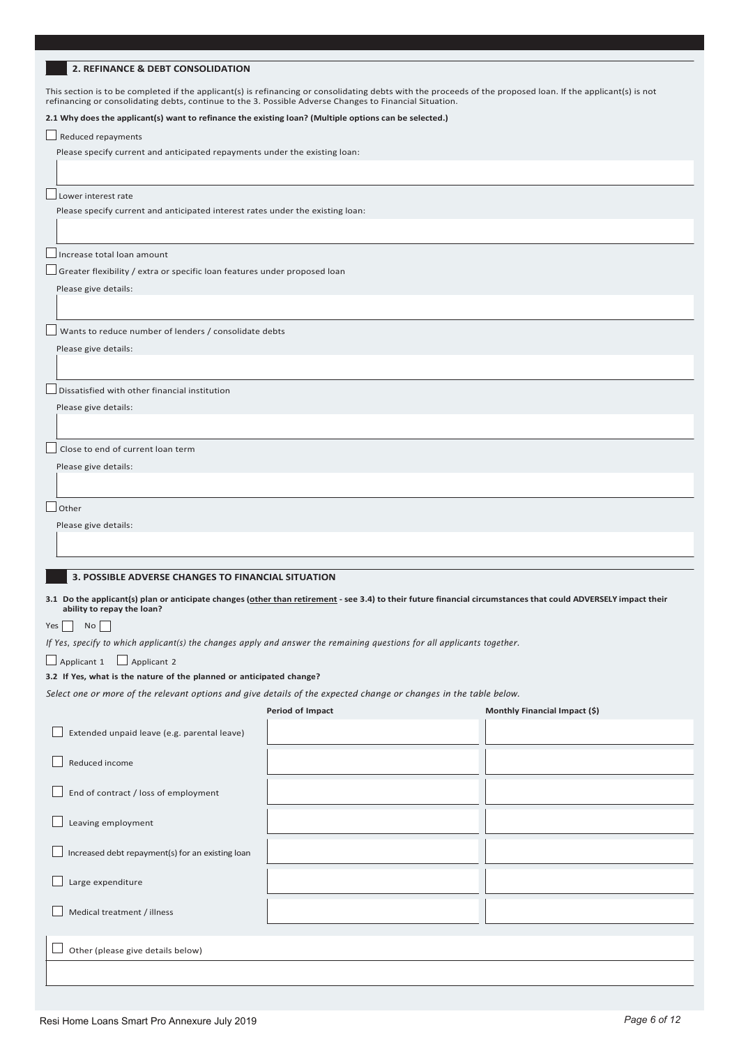## 2. REFINANCE & DEBT CONSOLIDATION

This section is to be completed if the applicant(s) is refinancing or consolidating debts with the proceeds of the proposed loan. If the applicant(s) is not refinancing or consolidating debts, continue to the 3. Possible Adverse Changes to Financial Situation.

**2.1 Why does the applicant(s) want to refinance the existing loan? (Multiple options can be selected.)**

☐ Reduced repayments

Please specify current and anticipated repayments under the existing loan:

☐ Lower interest rate

Please specify current and anticipated interest rates under the existing loan:

☐ Increase total loan amount

☐ Greater flexibility / extra or specific loan features under proposed loan

Please give details:

☐ Wants to reduce number of lenders / consolidate debts

Please give details:

☐ Dissatisfied with other financial institution

Please give details:

☐ Close to end of current loan term

Please give details:

☐ Other

Please give details:

## 3. POSSIBLE ADVERSE CHANGES TO FINANCIAL SITUATION

**3.1 Do the applicant(s) plan or anticipate changes (other than retirement - see 3.4) to their future financial circumstances that could ADVERSELY impact their ability to repay the loan?**

Yes ☐ No ☐

*If Yes, specify to which applicant(s) the changes apply and answer the remaining questions for all applicants together.*

☐ Applicant 1 ☐ Applicant 2

**3.2 If Yes, what is the nature of the planned or anticipated change?**

*Select one or more of the relevant options and give details of the expected change or changes in the table below.*

| | Period of Impact | Monthly Financial Impact ($) |
|---|---|---|
| ☐ Extended unpaid leave (e.g. parental leave) | | |
| ☐ Reduced income | | |
| ☐ End of contract / loss of employment | | |
| ☐ Leaving employment | | |
| ☐ Increased debt repayment(s) for an existing loan | | |
| ☐ Large expenditure | | |
| ☐ Medical treatment / illness | | |

☐ Other (please give details below)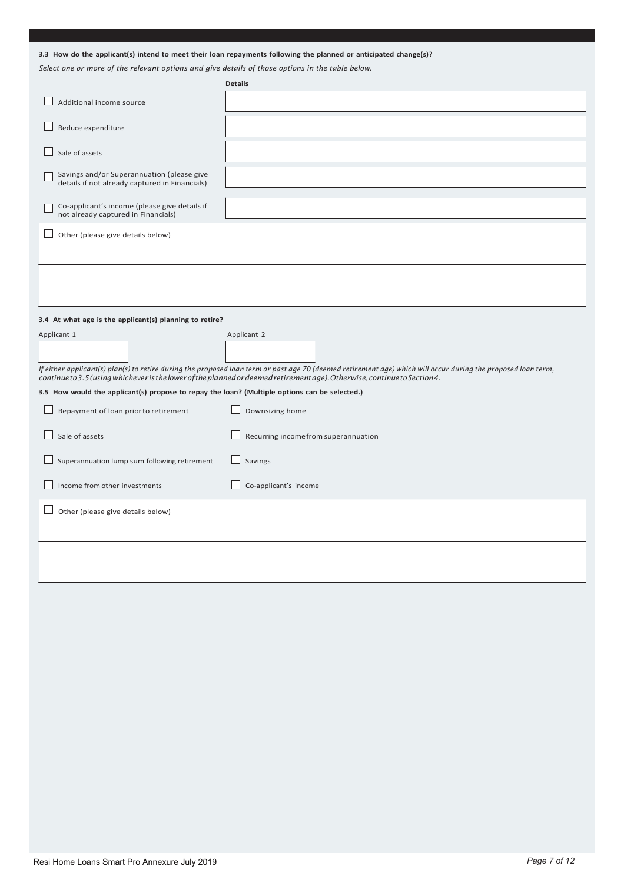**3.3 How do the applicant(s) intend to meet their loan repayments following the planned or anticipated change(s)?**

*Select one or more of the relevant options and give details of those options in the table below.*

| | Details |
|---|---|
| ☐ Additional income source | |
| ☐ Reduce expenditure | |
| ☐ Sale of assets | |
| ☐ Savings and/or Superannuation (please give details if not already captured in Financials) | |
| ☐ Co-applicant's income (please give details if not already captured in Financials) | |

☐ Other (please give details below)

**3.4 At what age is the applicant(s) planning to retire?**

| Applicant 1 | Applicant 2 |
|---|---|
| | |

*If either applicant(s) plan(s) to retire during the proposed loan term or past age 70 (deemed retirement age) which will occur during the proposed loan term, continue to 3.5 (using whichever is the lower of the planned or deemed retirement age). Otherwise, continue to Section 4.*

**3.5 How would the applicant(s) propose to repay the loan? (Multiple options can be selected.)**

☐ Repayment of loan prior to retirement

☐ Downsizing home

☐ Sale of assets

☐ Recurring income from superannuation

☐ Superannuation lump sum following retirement

☐ Savings

☐ Income from other investments

☐ Co-applicant's income

☐ Other (please give details below)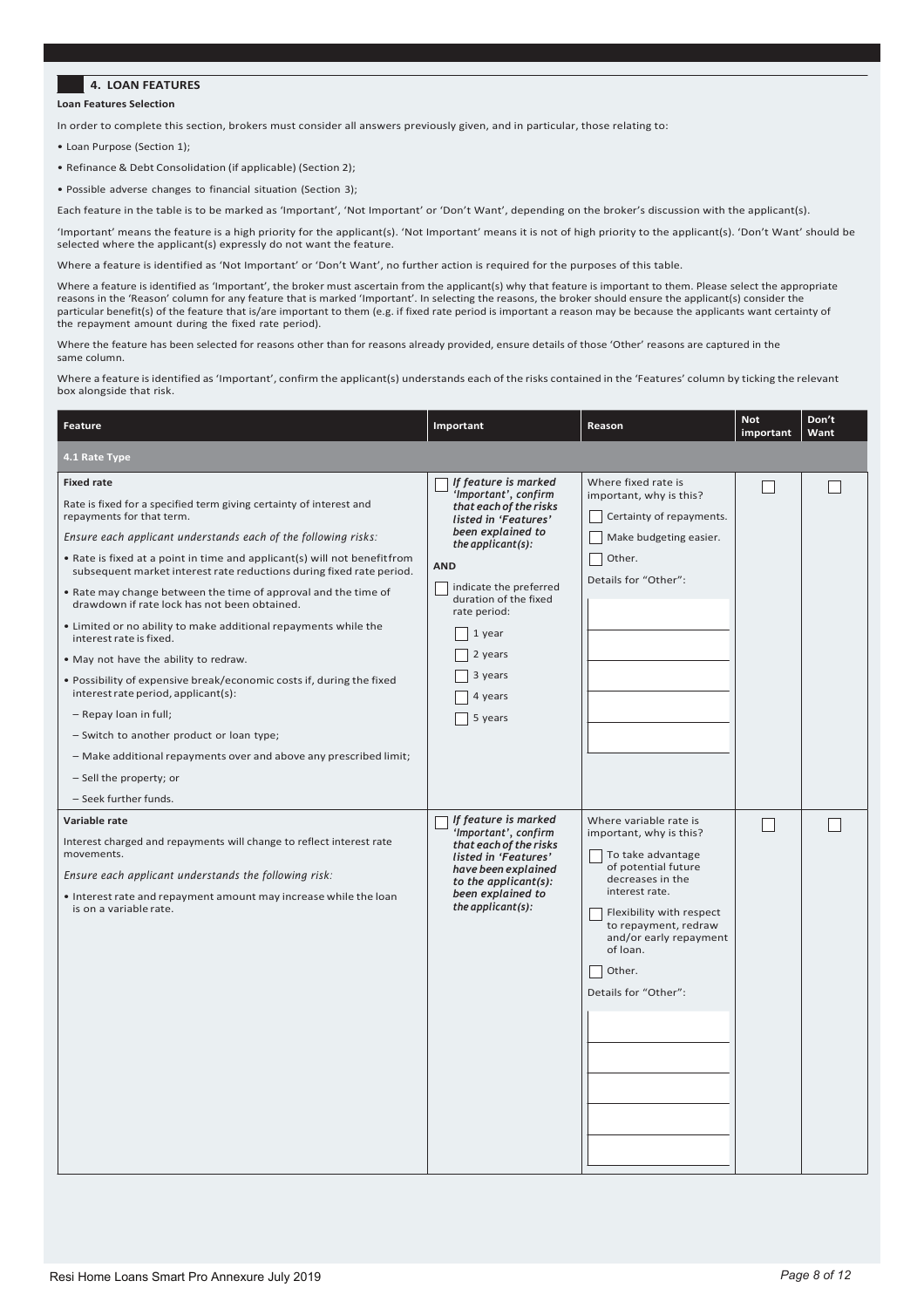## 4. LOAN FEATURES

**Loan Features Selection**

In order to complete this section, brokers must consider all answers previously given, and in particular, those relating to:

- Loan Purpose (Section 1);
- Refinance & Debt Consolidation (if applicable) (Section 2);
- Possible adverse changes to financial situation (Section 3);

Each feature in the table is to be marked as 'Important', 'Not Important' or 'Don't Want', depending on the broker's discussion with the applicant(s).

'Important' means the feature is a high priority for the applicant(s). 'Not Important' means it is not of high priority to the applicant(s). 'Don't Want' should be selected where the applicant(s) expressly do not want the feature.

Where a feature is identified as 'Not Important' or 'Don't Want', no further action is required for the purposes of this table.

Where a feature is identified as 'Important', the broker must ascertain from the applicant(s) why that feature is important to them. Please select the appropriate reasons in the 'Reason' column for any feature that is marked 'Important'. In selecting the reasons, the broker should ensure the applicant(s) consider the particular benefit(s) of the feature that is/are important to them (e.g. if fixed rate period is important a reason may be because the applicants want certainty of the repayment amount during the fixed rate period).

Where the feature has been selected for reasons other than for reasons already provided, ensure details of those 'Other' reasons are captured in the same column.

Where a feature is identified as 'Important', confirm the applicant(s) understands each of the risks contained in the 'Features' column by ticking the relevant box alongside that risk.

| Feature | Important | Reason | Not important | Don't Want |
|---|---|---|---|---|
| **4.1 Rate Type** | | | | |
| **Fixed rate**<br>Rate is fixed for a specified term giving certainty of interest and repayments for that term.<br>*Ensure each applicant understands each of the following risks:*<br>• Rate is fixed at a point in time and applicant(s) will not benefit from subsequent market interest rate reductions during fixed rate period.<br>• Rate may change between the time of approval and the time of drawdown if rate lock has not been obtained.<br>• Limited or no ability to make additional repayments while the interest rate is fixed.<br>• May not have the ability to redraw.<br>• Possibility of expensive break/economic costs if, during the fixed interest rate period, applicant(s):<br>– Repay loan in full;<br>– Switch to another product or loan type;<br>– Make additional repayments over and above any prescribed limit;<br>– Sell the property; or<br>– Seek further funds. | ☐ *If feature is marked 'Important', confirm that each of the risks listed in 'Features' been explained to the applicant(s):*<br>**AND**<br>☐ indicate the preferred duration of the fixed rate period:<br>☐ 1 year<br>☐ 2 years<br>☐ 3 years<br>☐ 4 years<br>☐ 5 years | Where fixed rate is important, why is this?<br>☐ Certainty of repayments.<br>☐ Make budgeting easier.<br>☐ Other.<br>Details for "Other": | ☐ | ☐ |
| **Variable rate**<br>Interest charged and repayments will change to reflect interest rate movements.<br>*Ensure each applicant understands the following risk:*<br>• Interest rate and repayment amount may increase while the loan is on a variable rate. | ☐ *If feature is marked 'Important', confirm that each of the risks listed in 'Features' have been explained to the applicant(s): been explained to the applicant(s):* | Where variable rate is important, why is this?<br>☐ To take advantage of potential future decreases in the interest rate.<br>☐ Flexibility with respect to repayment, redraw and/or early repayment of loan.<br>☐ Other.<br>Details for "Other": | ☐ | ☐ |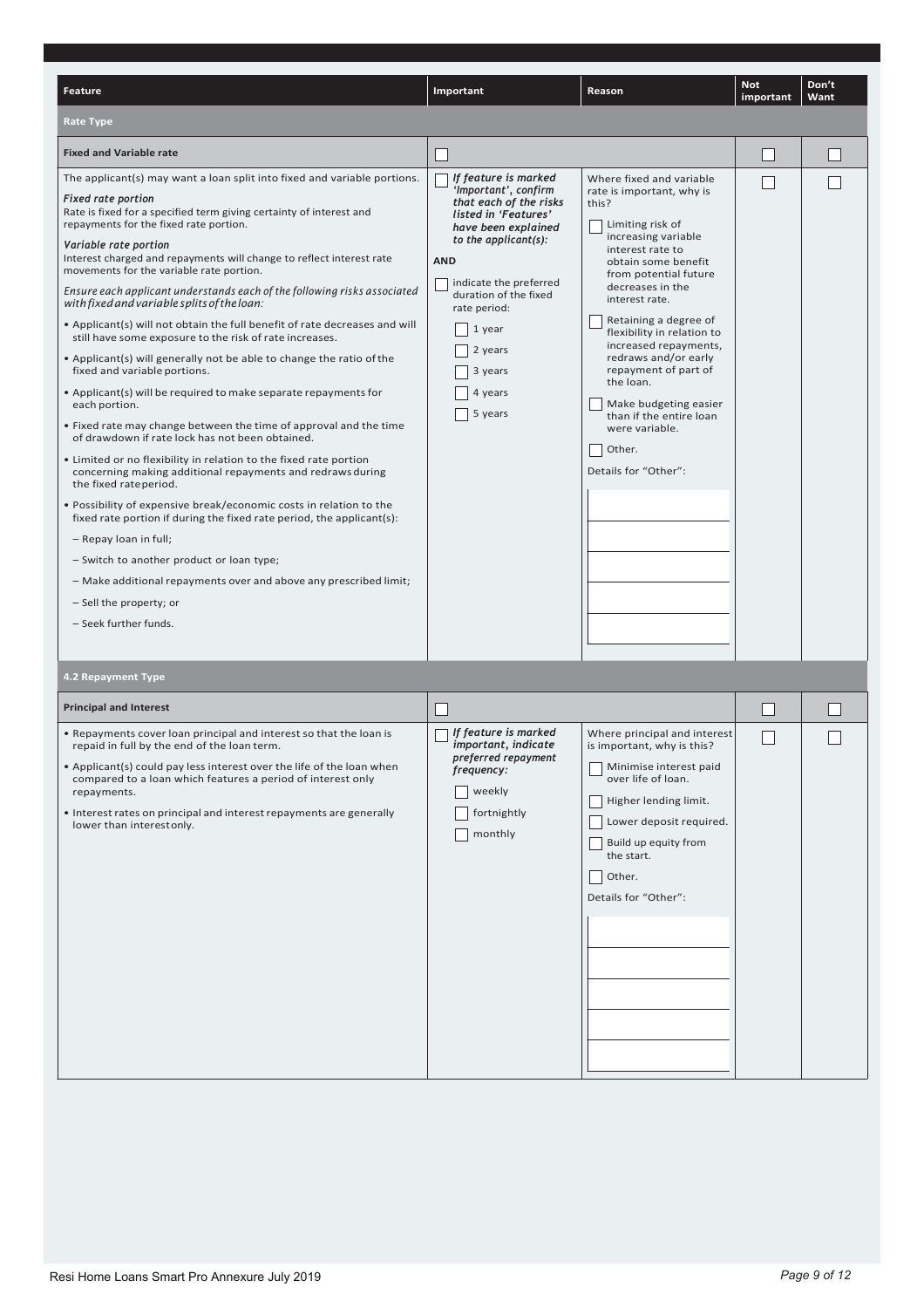| Feature | Important | Reason | Not important | Don't Want |
|---|---|---|---|---|
| **Rate Type** | | | | |
| **Fixed and Variable rate** | ☐ | | ☐ | ☐ |
| The applicant(s) may want a loan split into fixed and variable portions.<br><br>***Fixed rate portion***<br>Rate is fixed for a specified term giving certainty of interest and repayments for the fixed rate portion.<br><br>***Variable rate portion***<br>Interest charged and repayments will change to reflect interest rate movements for the variable rate portion.<br><br>*Ensure each applicant understands each of the following risks associated with fixed and variable splits of the loan:*<br><br>• Applicant(s) will not obtain the full benefit of rate decreases and will still have some exposure to the risk of rate increases.<br>• Applicant(s) will generally not be able to change the ratio of the fixed and variable portions.<br>• Applicant(s) will be required to make separate repayments for each portion.<br>• Fixed rate may change between the time of approval and the time of drawdown if rate lock has not been obtained.<br>• Limited or no flexibility in relation to the fixed rate portion concerning making additional repayments and redraws during the fixed rate period.<br>• Possibility of expensive break/economic costs in relation to the fixed rate portion if during the fixed rate period, the applicant(s):<br>– Repay loan in full;<br>– Switch to another product or loan type;<br>– Make additional repayments over and above any prescribed limit;<br>– Sell the property; or<br>– Seek further funds. | ☐ ***If feature is marked 'Important', confirm that each of the risks listed in 'Features' have been explained to the applicant(s):***<br><br>**AND**<br><br>☐ indicate the preferred duration of the fixed rate period:<br><br>☐ 1 year<br>☐ 2 years<br>☐ 3 years<br>☐ 4 years<br>☐ 5 years | Where fixed and variable rate is important, why is this?<br><br>☐ Limiting risk of increasing variable interest rate to obtain some benefit from potential future decreases in the interest rate.<br><br>☐ Retaining a degree of flexibility in relation to increased repayments, redraws and/or early repayment of part of the loan.<br><br>☐ Make budgeting easier than if the entire loan were variable.<br><br>☐ Other.<br><br>Details for "Other": | ☐ | ☐ |
| **4.2 Repayment Type** | | | | |
| **Principal and Interest** | ☐ | | ☐ | ☐ |
| • Repayments cover loan principal and interest so that the loan is repaid in full by the end of the loan term.<br>• Applicant(s) could pay less interest over the life of the loan when compared to a loan which features a period of interest only repayments.<br>• Interest rates on principal and interest repayments are generally lower than interest only. | ☐ ***If feature is marked important, indicate preferred repayment frequency:***<br><br>☐ weekly<br>☐ fortnightly<br>☐ monthly | Where principal and interest is important, why is this?<br><br>☐ Minimise interest paid over life of loan.<br>☐ Higher lending limit.<br>☐ Lower deposit required.<br>☐ Build up equity from the start.<br>☐ Other.<br><br>Details for "Other": | ☐ | ☐ |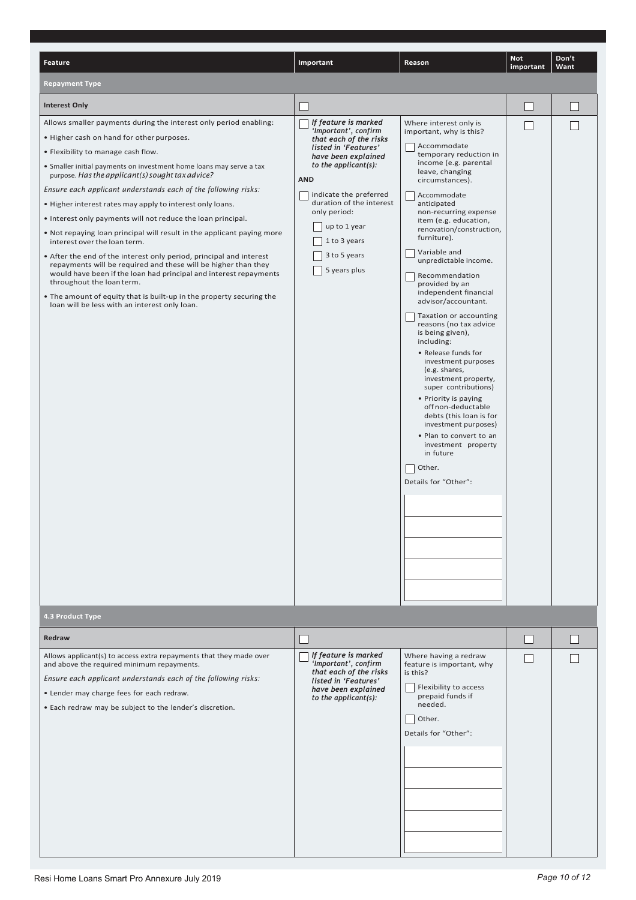| Feature | Important | Reason | Not important | Don't Want |
|---|---|---|---|---|
| **Repayment Type** | | | | |
| **Interest Only** | ☐ | | ☐ | ☐ |
| Allows smaller payments during the interest only period enabling:<br>• Higher cash on hand for other purposes.<br>• Flexibility to manage cash flow.<br>• Smaller initial payments on investment home loans may serve a tax purpose. *Has the applicant(s) sought tax advice?*<br>*Ensure each applicant understands each of the following risks:*<br>• Higher interest rates may apply to interest only loans.<br>• Interest only payments will not reduce the loan principal.<br>• Not repaying loan principal will result in the applicant paying more interest over the loan term.<br>• After the end of the interest only period, principal and interest repayments will be required and these will be higher than they would have been if the loan had principal and interest repayments throughout the loan term.<br>• The amount of equity that is built-up in the property securing the loan will be less with an interest only loan. | ☐ ***If feature is marked 'Important', confirm that each of the risks listed in 'Features' have been explained to the applicant(s):***<br>**AND**<br>☐ indicate the preferred duration of the interest only period:<br>☐ up to 1 year<br>☐ 1 to 3 years<br>☐ 3 to 5 years<br>☐ 5 years plus | Where interest only is important, why is this?<br>☐ Accommodate temporary reduction in income (e.g. parental leave, changing circumstances).<br>☐ Accommodate anticipated non-recurring expense item (e.g. education, renovation/construction, furniture).<br>☐ Variable and unpredictable income.<br>☐ Recommendation provided by an independent financial advisor/accountant.<br>☐ Taxation or accounting reasons (no tax advice is being given), including:<br>• Release funds for investment purposes (e.g. shares, investment property, super contributions)<br>• Priority is paying off non-deductable debts (this loan is for investment purposes)<br>• Plan to convert to an investment property in future<br>☐ Other.<br>Details for "Other": | ☐ | ☐ |
| **4.3 Product Type** | | | | |
| **Redraw** | ☐ | | ☐ | ☐ |
| Allows applicant(s) to access extra repayments that they made over and above the required minimum repayments.<br>*Ensure each applicant understands each of the following risks:*<br>• Lender may charge fees for each redraw.<br>• Each redraw may be subject to the lender's discretion. | ☐ ***If feature is marked 'Important', confirm that each of the risks listed in 'Features' have been explained to the applicant(s):*** | Where having a redraw feature is important, why is this?<br>☐ Flexibility to access prepaid funds if needed.<br>☐ Other.<br>Details for "Other": | ☐ | ☐ |

Resi Home Loans Smart Pro Annexure July 2019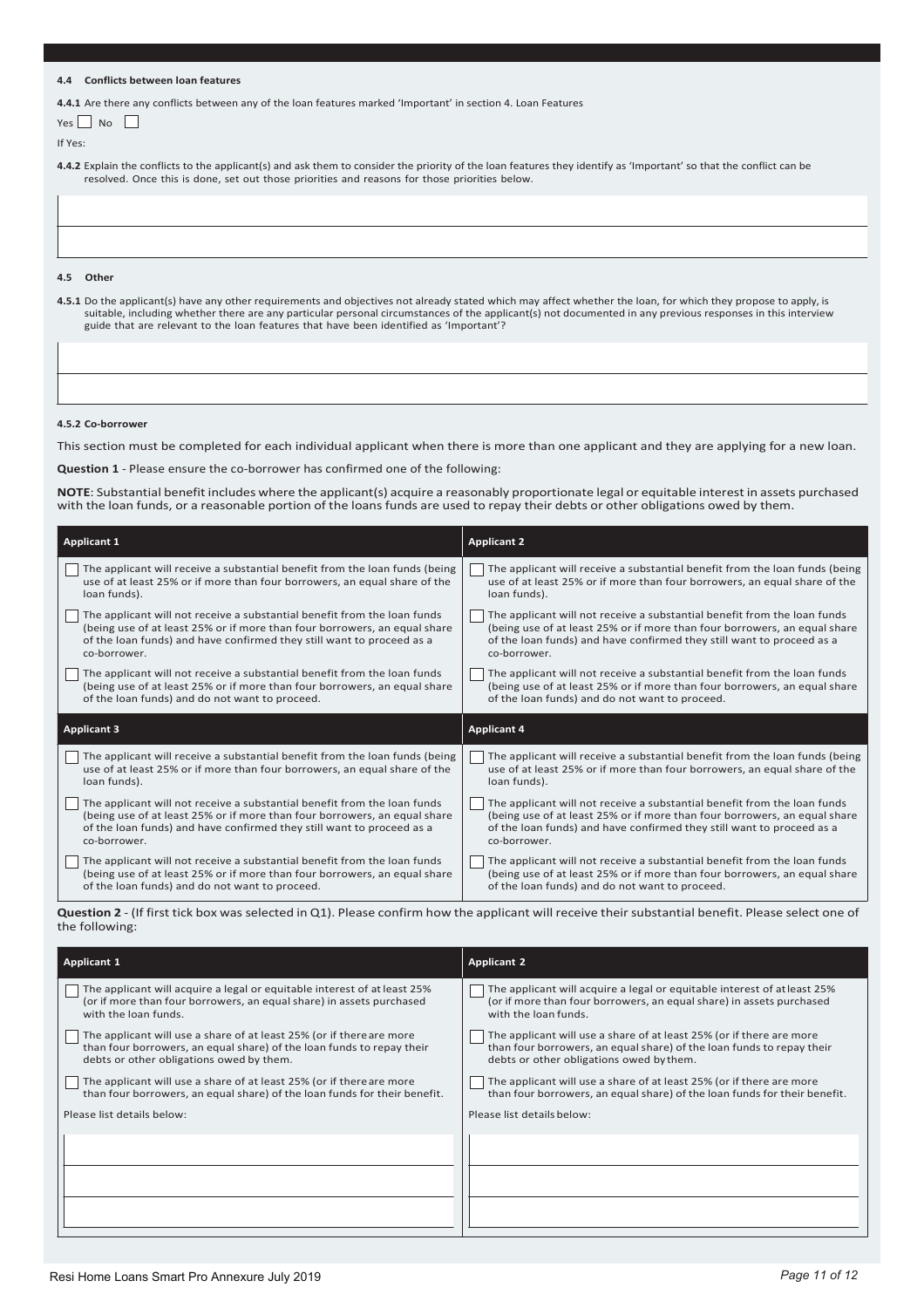#### 4.4 Conflicts between loan features

**4.4.1** Are there any conflicts between any of the loan features marked 'Important' in section 4. Loan Features

Yes ☐ No ☐

If Yes:

**4.4.2** Explain the conflicts to the applicant(s) and ask them to consider the priority of the loan features they identify as 'Important' so that the conflict can be resolved. Once this is done, set out those priorities and reasons for those priorities below.

&nbsp;

&nbsp;

#### 4.5 Other

**4.5.1** Do the applicant(s) have any other requirements and objectives not already stated which may affect whether the loan, for which they propose to apply, is suitable, including whether there are any particular personal circumstances of the applicant(s) not documented in any previous responses in this interview guide that are relevant to the loan features that have been identified as 'Important'?

&nbsp;

&nbsp;

**4.5.2 Co-borrower**

This section must be completed for each individual applicant when there is more than one applicant and they are applying for a new loan.

**Question 1** - Please ensure the co-borrower has confirmed one of the following:

**NOTE**: Substantial benefit includes where the applicant(s) acquire a reasonably proportionate legal or equitable interest in assets purchased with the loan funds, or a reasonable portion of the loans funds are used to repay their debts or other obligations owed by them.

| Applicant 1 | Applicant 2 |
|---|---|
| ☐ The applicant will receive a substantial benefit from the loan funds (being use of at least 25% or if more than four borrowers, an equal share of the loan funds). | ☐ The applicant will receive a substantial benefit from the loan funds (being use of at least 25% or if more than four borrowers, an equal share of the loan funds). |
| ☐ The applicant will not receive a substantial benefit from the loan funds (being use of at least 25% or if more than four borrowers, an equal share of the loan funds) and have confirmed they still want to proceed as a co-borrower. | ☐ The applicant will not receive a substantial benefit from the loan funds (being use of at least 25% or if more than four borrowers, an equal share of the loan funds) and have confirmed they still want to proceed as a co-borrower. |
| ☐ The applicant will not receive a substantial benefit from the loan funds (being use of at least 25% or if more than four borrowers, an equal share of the loan funds) and do not want to proceed. | ☐ The applicant will not receive a substantial benefit from the loan funds (being use of at least 25% or if more than four borrowers, an equal share of the loan funds) and do not want to proceed. |
| **Applicant 3** | **Applicant 4** |
| ☐ The applicant will receive a substantial benefit from the loan funds (being use of at least 25% or if more than four borrowers, an equal share of the loan funds). | ☐ The applicant will receive a substantial benefit from the loan funds (being use of at least 25% or if more than four borrowers, an equal share of the loan funds). |
| ☐ The applicant will not receive a substantial benefit from the loan funds (being use of at least 25% or if more than four borrowers, an equal share of the loan funds) and have confirmed they still want to proceed as a co-borrower. | ☐ The applicant will not receive a substantial benefit from the loan funds (being use of at least 25% or if more than four borrowers, an equal share of the loan funds) and have confirmed they still want to proceed as a co-borrower. |
| ☐ The applicant will not receive a substantial benefit from the loan funds (being use of at least 25% or if more than four borrowers, an equal share of the loan funds) and do not want to proceed. | ☐ The applicant will not receive a substantial benefit from the loan funds (being use of at least 25% or if more than four borrowers, an equal share of the loan funds) and do not want to proceed. |

**Question 2** - (If first tick box was selected in Q1). Please confirm how the applicant will receive their substantial benefit. Please select one of the following:

| Applicant 1 | Applicant 2 |
|---|---|
| ☐ The applicant will acquire a legal or equitable interest of at least 25% (or if more than four borrowers, an equal share) in assets purchased with the loan funds. | ☐ The applicant will acquire a legal or equitable interest of at least 25% (or if more than four borrowers, an equal share) in assets purchased with the loan funds. |
| ☐ The applicant will use a share of at least 25% (or if there are more than four borrowers, an equal share) of the loan funds to repay their debts or other obligations owed by them. | ☐ The applicant will use a share of at least 25% (or if there are more than four borrowers, an equal share) of the loan funds to repay their debts or other obligations owed by them. |
| ☐ The applicant will use a share of at least 25% (or if there are more than four borrowers, an equal share) of the loan funds for their benefit. | ☐ The applicant will use a share of at least 25% (or if there are more than four borrowers, an equal share) of the loan funds for their benefit. |
| Please list details below: | Please list details below: |
| | |
| | |
| | |

Resi Home Loans Smart Pro Annexure July 2019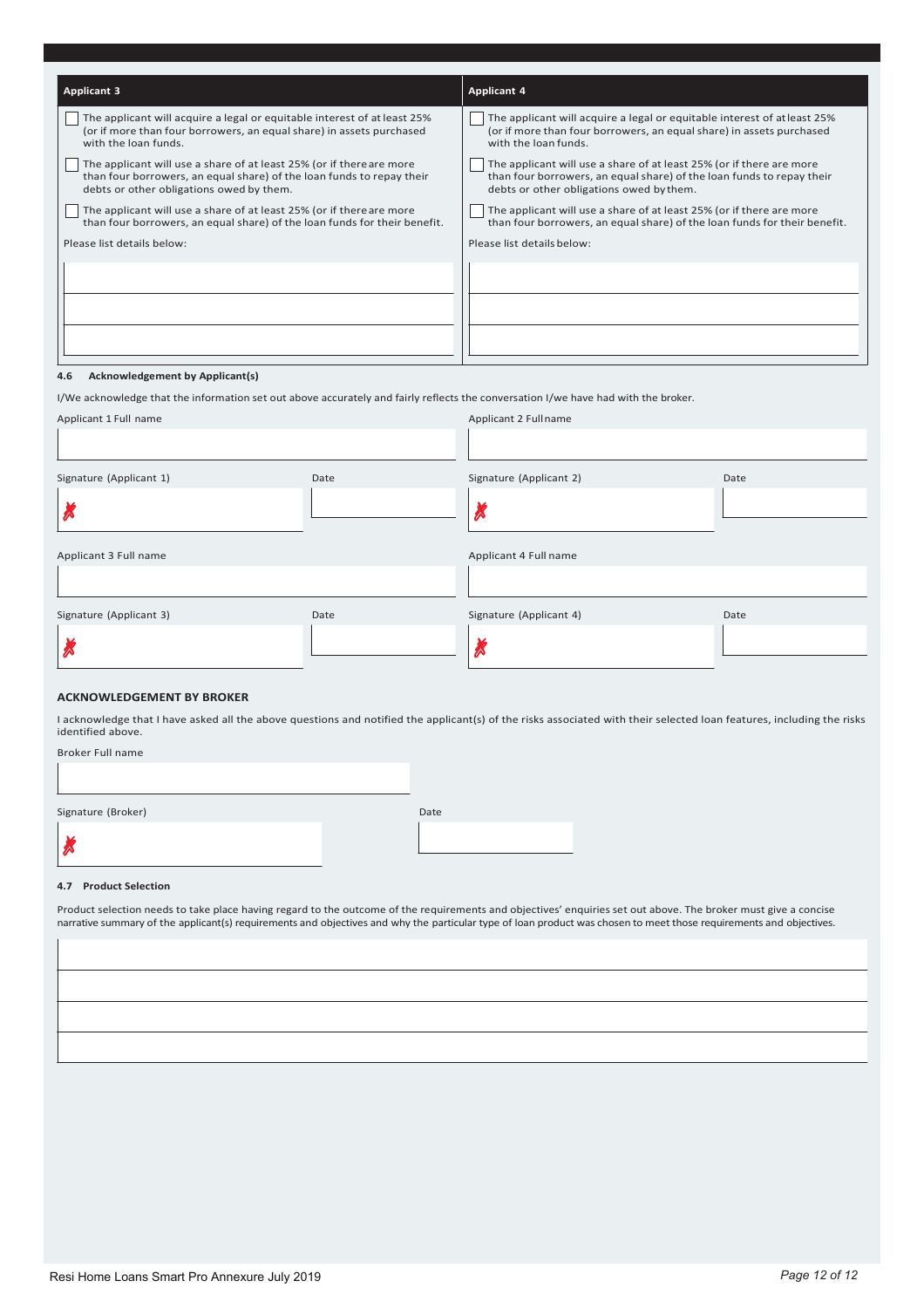| Applicant 3 | Applicant 4 |
|---|---|
| ☐ The applicant will acquire a legal or equitable interest of at least 25% (or if more than four borrowers, an equal share) in assets purchased with the loan funds. | ☐ The applicant will acquire a legal or equitable interest of at least 25% (or if more than four borrowers, an equal share) in assets purchased with the loan funds. |
| ☐ The applicant will use a share of at least 25% (or if there are more than four borrowers, an equal share) of the loan funds to repay their debts or other obligations owed by them. | ☐ The applicant will use a share of at least 25% (or if there are more than four borrowers, an equal share) of the loan funds to repay their debts or other obligations owed by them. |
| ☐ The applicant will use a share of at least 25% (or if there are more than four borrowers, an equal share) of the loan funds for their benefit. | ☐ The applicant will use a share of at least 25% (or if there are more than four borrowers, an equal share) of the loan funds for their benefit. |
| Please list details below: | Please list details below: |
| | |
| | |
| | |

#### 4.6 Acknowledgement by Applicant(s)

I/We acknowledge that the information set out above accurately and fairly reflects the conversation I/we have had with the broker.

| Applicant 1 Full name | | Applicant 2 Full name | |
|---|---|---|---|
| | | | |
| Signature (Applicant 1) | Date | Signature (Applicant 2) | Date |
| ✗ | | ✗ | |
| Applicant 3 Full name | | Applicant 4 Full name | |
| | | | |
| Signature (Applicant 3) | Date | Signature (Applicant 4) | Date |
| ✗ | | ✗ | |

### ACKNOWLEDGEMENT BY BROKER

I acknowledge that I have asked all the above questions and notified the applicant(s) of the risks associated with their selected loan features, including the risks identified above.

| Broker Full name | |
|---|---|
| | |
| Signature (Broker) | Date |
| ✗ | |

#### 4.7 Product Selection

Product selection needs to take place having regard to the outcome of the requirements and objectives' enquiries set out above. The broker must give a concise narrative summary of the applicant(s) requirements and objectives and why the particular type of loan product was chosen to meet those requirements and objectives.

| |
|---|
| |
| |
| |
| |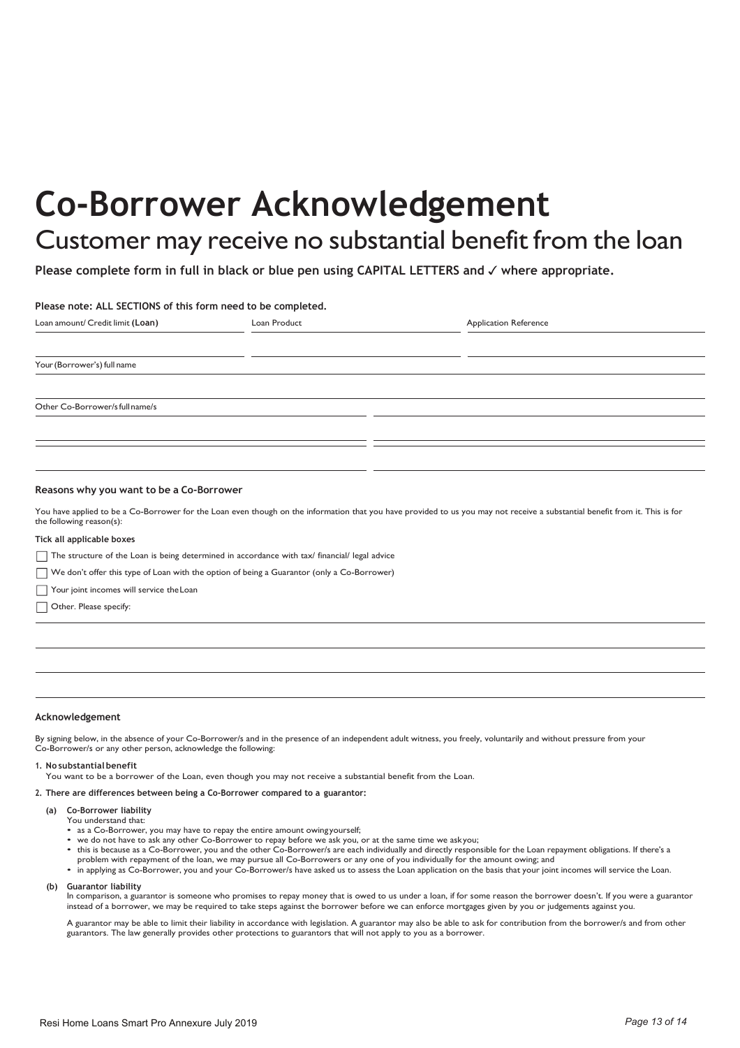# Co-Borrower Acknowledgement

## Customer may receive no substantial benefit from the loan

**Please complete form in full in black or blue pen using CAPITAL LETTERS and ✓ where appropriate.**

**Please note: ALL SECTIONS of this form need to be completed.**

| Loan amount/ Credit limit **(Loan)** | Loan Product | Application Reference |
|---|---|---|
| | | |

Your (Borrower's) full name

_______________________________________________

Other Co-Borrower/s full name/s

_______________________________________________

_______________________________________________

_______________________________________________

**Reasons why you want to be a Co-Borrower**

You have applied to be a Co-Borrower for the Loan even though on the information that you have provided to us you may not receive a substantial benefit from it. This is for the following reason(s):

**Tick all applicable boxes**

☐ The structure of the Loan is being determined in accordance with tax/ financial/ legal advice

☐ We don't offer this type of Loan with the option of being a Guarantor (only a Co-Borrower)

☐ Your joint incomes will service the Loan

☐ Other. Please specify:

_______________________________________________

_______________________________________________

_______________________________________________

**Acknowledgement**

By signing below, in the absence of your Co-Borrower/s and in the presence of an independent adult witness, you freely, voluntarily and without pressure from your Co-Borrower/s or any other person, acknowledge the following:

1. **No substantial benefit**
   You want to be a borrower of the Loan, even though you may not receive a substantial benefit from the Loan.

2. **There are differences between being a Co-Borrower compared to a guarantor:**

   **(a) Co-Borrower liability**
   You understand that:
   - as a Co-Borrower, you may have to repay the entire amount owing yourself;
   - we do not have to ask any other Co-Borrower to repay before we ask you, or at the same time we ask you;
   - this is because as a Co-Borrower, you and the other Co-Borrower/s are each individually and directly responsible for the Loan repayment obligations. If there's a problem with repayment of the loan, we may pursue all Co-Borrowers or any one of you individually for the amount owing; and
   - in applying as Co-Borrower, you and your Co-Borrower/s have asked us to assess the Loan application on the basis that your joint incomes will service the Loan.

   **(b) Guarantor liability**
   In comparison, a guarantor is someone who promises to repay money that is owed to us under a loan, if for some reason the borrower doesn't. If you were a guarantor instead of a borrower, we may be required to take steps against the borrower before we can enforce mortgages given by you or judgements against you.

   A guarantor may be able to limit their liability in accordance with legislation. A guarantor may also be able to ask for contribution from the borrower/s and from other guarantors. The law generally provides other protections to guarantors that will not apply to you as a borrower.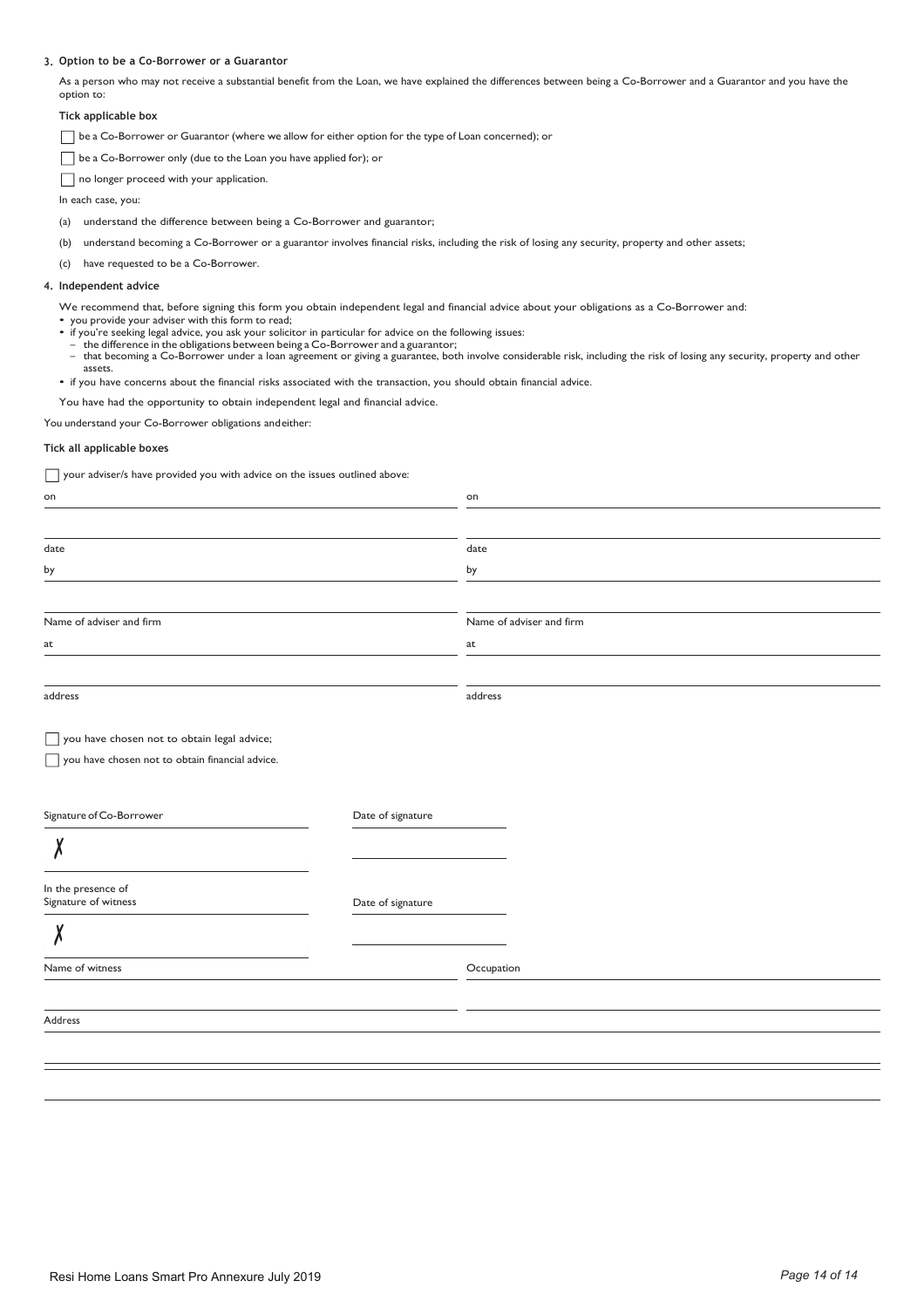**3. Option to be a Co-Borrower or a Guarantor**

As a person who may not receive a substantial benefit from the Loan, we have explained the differences between being a Co-Borrower and a Guarantor and you have the option to:

**Tick applicable box**

☐ be a Co-Borrower or Guarantor (where we allow for either option for the type of Loan concerned); or

☐ be a Co-Borrower only (due to the Loan you have applied for); or

☐ no longer proceed with your application.

In each case, you:

(a) understand the difference between being a Co-Borrower and guarantor;

(b) understand becoming a Co-Borrower or a guarantor involves financial risks, including the risk of losing any security, property and other assets;

(c) have requested to be a Co-Borrower.

**4. Independent advice**

We recommend that, before signing this form you obtain independent legal and financial advice about your obligations as a Co-Borrower and:

- you provide your adviser with this form to read;
- if you're seeking legal advice, you ask your solicitor in particular for advice on the following issues:
  - the difference in the obligations between being a Co-Borrower and a guarantor;
  - that becoming a Co-Borrower under a loan agreement or giving a guarantee, both involve considerable risk, including the risk of losing any security, property and other assets.
- if you have concerns about the financial risks associated with the transaction, you should obtain financial advice.

You have had the opportunity to obtain independent legal and financial advice.

You understand your Co-Borrower obligations and either:

**Tick all applicable boxes**

☐ your adviser/s have provided you with advice on the issues outlined above:

on ______________________ on ______________________

date ______________________ date ______________________

by ______________________ by ______________________

Name of adviser and firm ______________________ Name of adviser and firm ______________________

at ______________________ at ______________________

address ______________________ address ______________________

☐ you have chosen not to obtain legal advice;

☐ you have chosen not to obtain financial advice.

Signature of Co-Borrower ______________________ Date of signature ______________________

X

In the presence of
Signature of witness ______________________ Date of signature ______________________

X

Name of witness ______________________ Occupation ______________________

Address ______________________